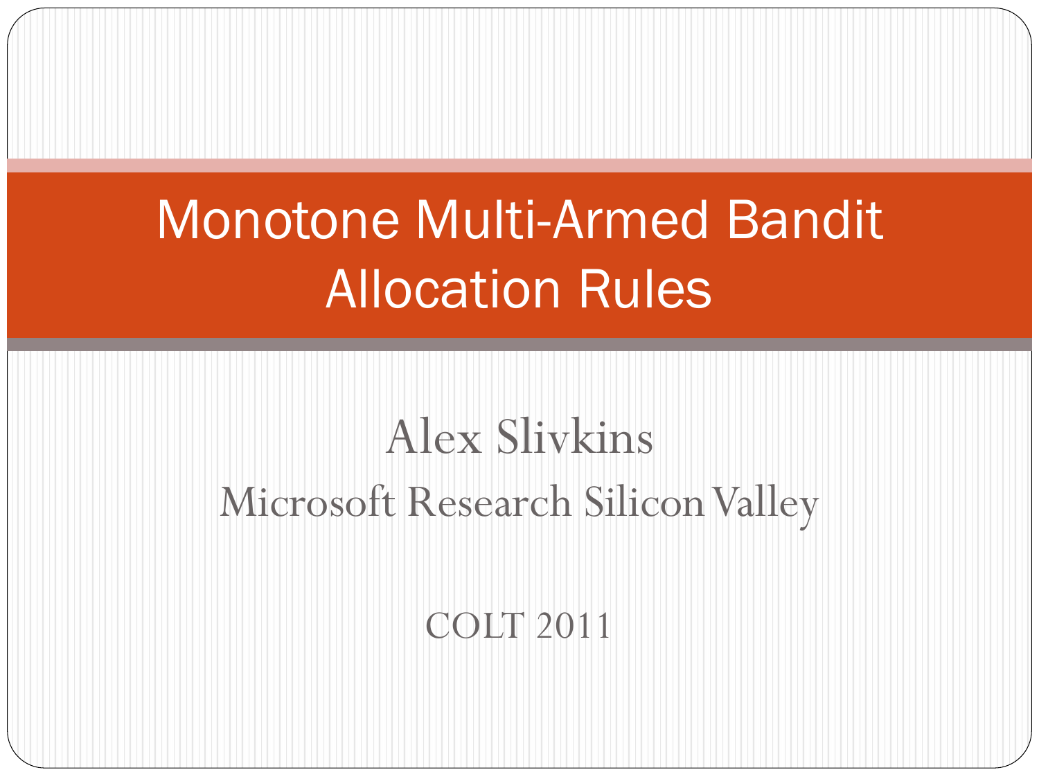# Monotone Multi-Armed Bandit Allocation Rules

Alex Slivkins

Microsoft Research Silicon Valley

COLT 2011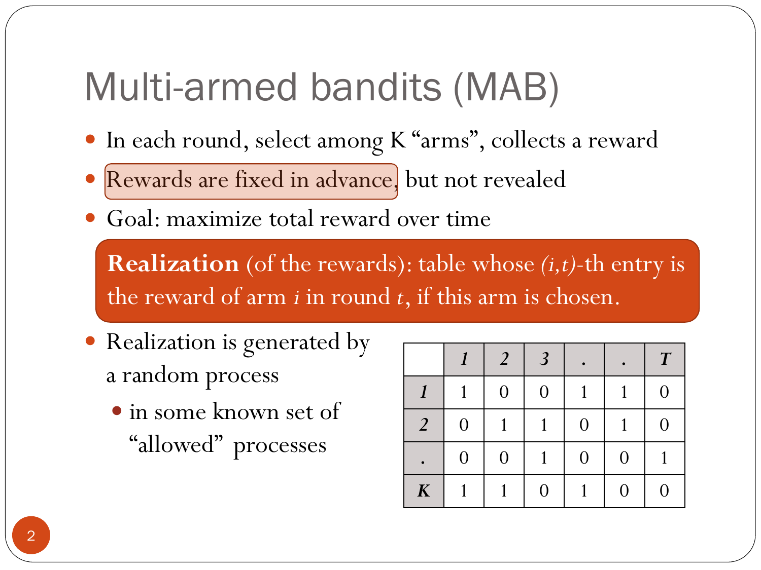# Multi-armed bandits (MAB)

- In each round, select among K "arms", collects a reward
- Rewards are fixed in advance, but not revealed
- Goal: maximize total reward over time

**Realization** (of the rewards): table whose *(i,t)*-th entry is the reward of arm *i* in round *t*, if this arm is chosen.

- Realization is generated by a random process
  - in some known set of "allowed" processes

| | *1* | *2* | *3* | . | . | *T* |
|---|---|---|---|---|---|---|
| *1* | 1 | 0 | 0 | 1 | 1 | 0 |
| *2* | 0 | 1 | 1 | 0 | 1 | 0 |
| . | 0 | 0 | 1 | 0 | 0 | 1 |
| *K* | 1 | 1 | 0 | 1 | 0 | 0 |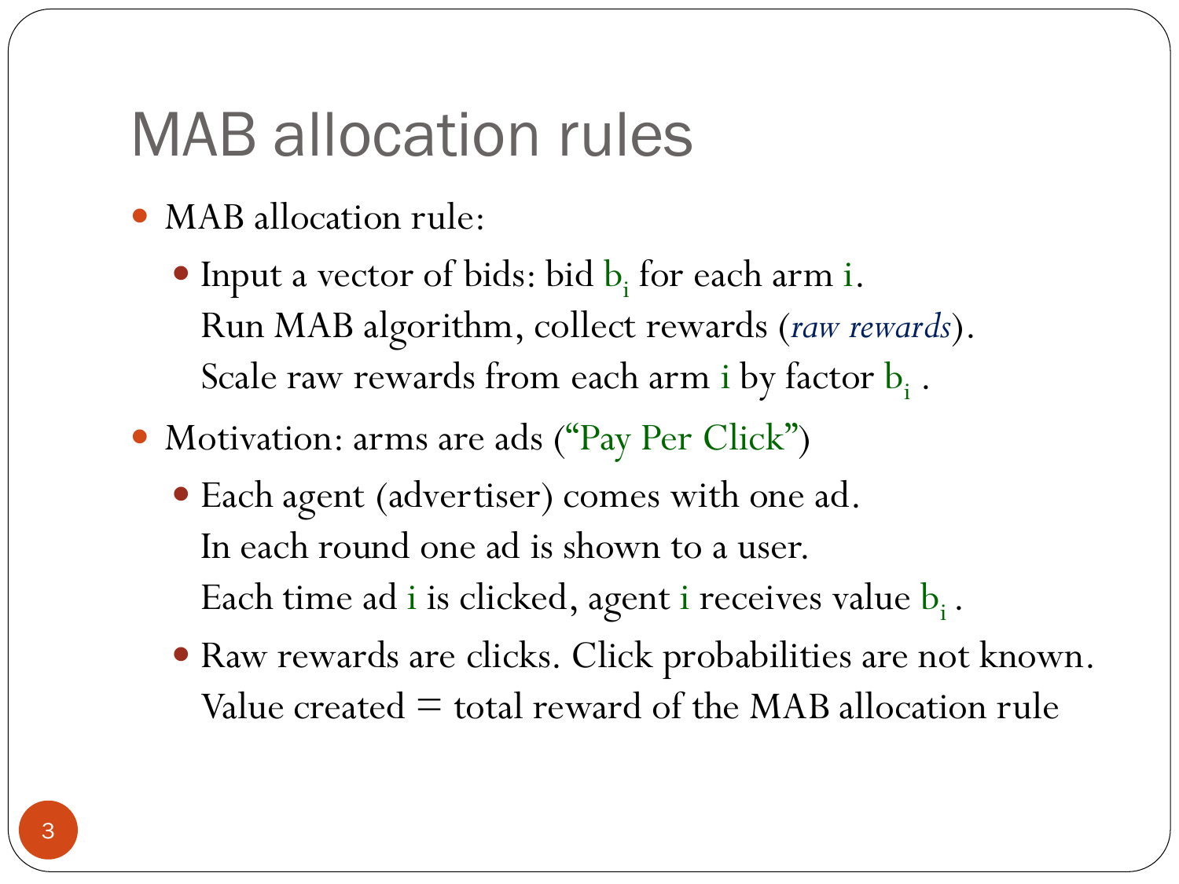# MAB allocation rules

- MAB allocation rule:
  - Input a vector of bids: bid $b_i$ for each arm $i$.
    Run MAB algorithm, collect rewards (*raw rewards*).
    Scale raw rewards from each arm $i$ by factor $b_i$ .
- Motivation: arms are ads ("Pay Per Click")
  - Each agent (advertiser) comes with one ad.
    In each round one ad is shown to a user.
    Each time ad $i$ is clicked, agent $i$ receives value $b_i$ .
  - Raw rewards are clicks. Click probabilities are not known.
    Value created = total reward of the MAB allocation rule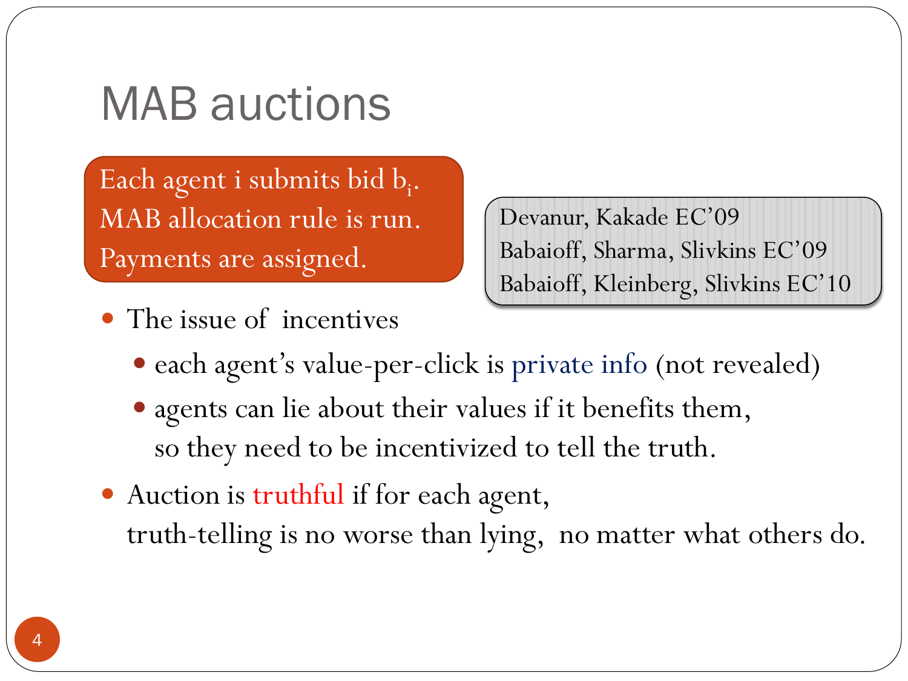# MAB auctions

Each agent i submits bid $b_i$.
MAB allocation rule is run.
Payments are assigned.

Devanur, Kakade EC'09
Babaioff, Sharma, Slivkins EC'09
Babaioff, Kleinberg, Slivkins EC'10

- The issue of incentives
  - each agent's value-per-click is private info (not revealed)
  - agents can lie about their values if it benefits them, so they need to be incentivized to tell the truth.
- Auction is truthful if for each agent, truth-telling is no worse than lying, no matter what others do.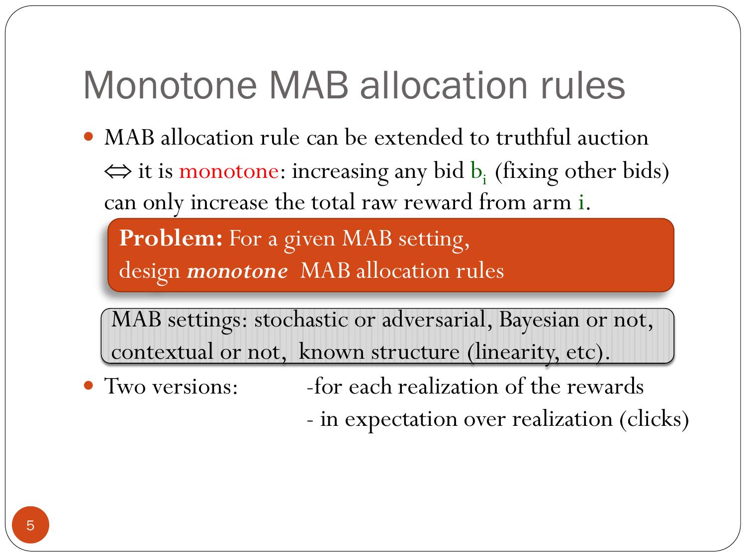# Monotone MAB allocation rules

- MAB allocation rule can be extended to truthful auction $\Leftrightarrow$ it is monotone: increasing any bid $b_i$ (fixing other bids) can only increase the total raw reward from arm $i$.

**Problem:** For a given MAB setting, design ***monotone*** MAB allocation rules

MAB settings: stochastic or adversarial, Bayesian or not, contextual or not, known structure (linearity, etc).

- Two versions:
  - for each realization of the rewards
  - in expectation over realization (clicks)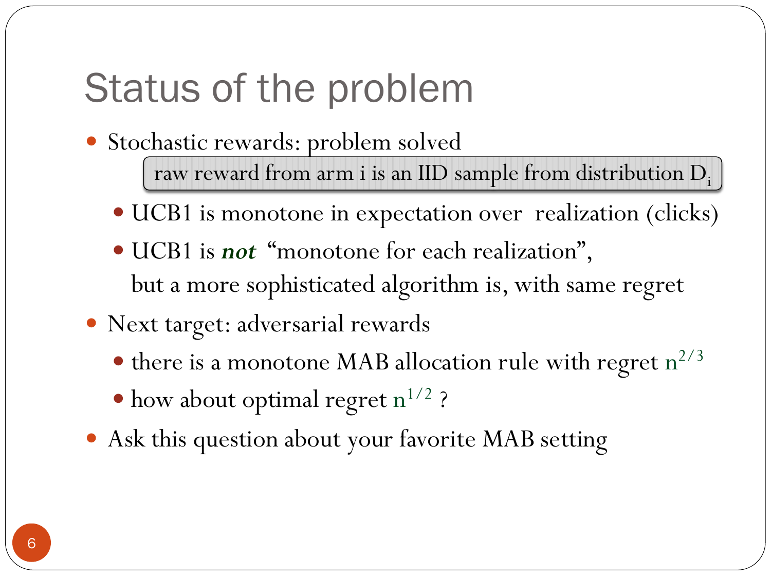# Status of the problem

- Stochastic rewards: problem solved

  raw reward from arm i is an IID sample from distribution $D_i$

  - UCB1 is monotone in expectation over realization (clicks)
  - UCB1 is ***not*** "monotone for each realization", but a more sophisticated algorithm is, with same regret
- Next target: adversarial rewards
  - there is a monotone MAB allocation rule with regret $n^{2/3}$
  - how about optimal regret $n^{1/2}$ ?
- Ask this question about your favorite MAB setting